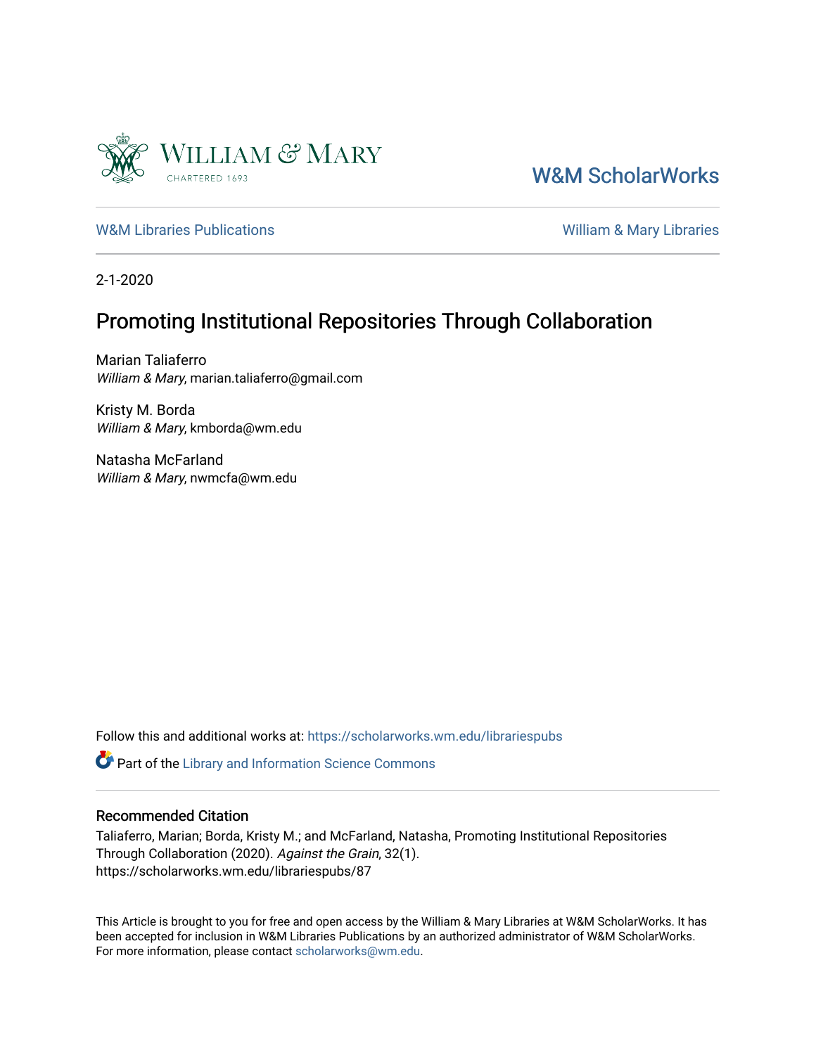W&M ScholarWorks

W&M Libraries Publications | William & Mary Libraries

2-1-2020

# Promoting Institutional Repositories Through Collaboration

Marian Taliaferro
*William & Mary*, marian.taliaferro@gmail.com

Kristy M. Borda
*William & Mary*, kmborda@wm.edu

Natasha McFarland
*William & Mary*, nwmcfa@wm.edu

Follow this and additional works at: https://scholarworks.wm.edu/librariespubs

Part of the Library and Information Science Commons

## Recommended Citation

Taliaferro, Marian; Borda, Kristy M.; and McFarland, Natasha, Promoting Institutional Repositories Through Collaboration (2020). *Against the Grain*, 32(1).
https://scholarworks.wm.edu/librariespubs/87

This Article is brought to you for free and open access by the William & Mary Libraries at W&M ScholarWorks. It has been accepted for inclusion in W&M Libraries Publications by an authorized administrator of W&M ScholarWorks. For more information, please contact scholarworks@wm.edu.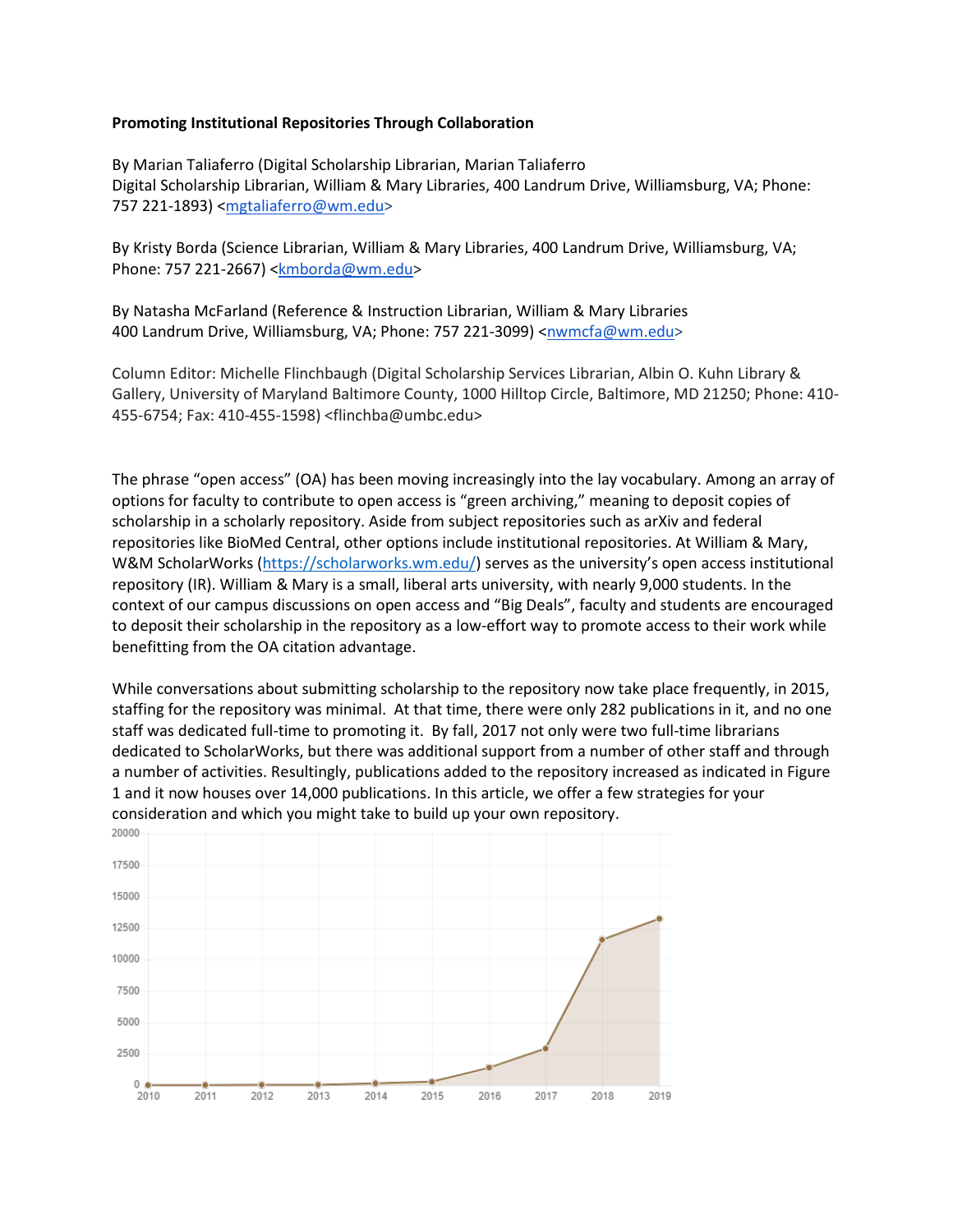**Promoting Institutional Repositories Through Collaboration**

By Marian Taliaferro (Digital Scholarship Librarian, Marian Taliaferro Digital Scholarship Librarian, William & Mary Libraries, 400 Landrum Drive, Williamsburg, VA; Phone: 757 221-1893) <mgtaliaferro@wm.edu>

By Kristy Borda (Science Librarian, William & Mary Libraries, 400 Landrum Drive, Williamsburg, VA; Phone: 757 221-2667) <kmborda@wm.edu>

By Natasha McFarland (Reference & Instruction Librarian, William & Mary Libraries 400 Landrum Drive, Williamsburg, VA; Phone: 757 221-3099) <nwmcfa@wm.edu>

Column Editor: Michelle Flinchbaugh (Digital Scholarship Services Librarian, Albin O. Kuhn Library & Gallery, University of Maryland Baltimore County, 1000 Hilltop Circle, Baltimore, MD 21250; Phone: 410-455-6754; Fax: 410-455-1598) <flinchba@umbc.edu>

The phrase "open access" (OA) has been moving increasingly into the lay vocabulary. Among an array of options for faculty to contribute to open access is "green archiving," meaning to deposit copies of scholarship in a scholarly repository. Aside from subject repositories such as arXiv and federal repositories like BioMed Central, other options include institutional repositories. At William & Mary, W&M ScholarWorks (https://scholarworks.wm.edu/) serves as the university's open access institutional repository (IR). William & Mary is a small, liberal arts university, with nearly 9,000 students. In the context of our campus discussions on open access and "Big Deals", faculty and students are encouraged to deposit their scholarship in the repository as a low-effort way to promote access to their work while benefitting from the OA citation advantage.

While conversations about submitting scholarship to the repository now take place frequently, in 2015, staffing for the repository was minimal. At that time, there were only 282 publications in it, and no one staff was dedicated full-time to promoting it. By fall, 2017 not only were two full-time librarians dedicated to ScholarWorks, but there was additional support from a number of other staff and through a number of activities. Resultingly, publications added to the repository increased as indicated in Figure 1 and it now houses over 14,000 publications. In this article, we offer a few strategies for your consideration and which you might take to build up your own repository.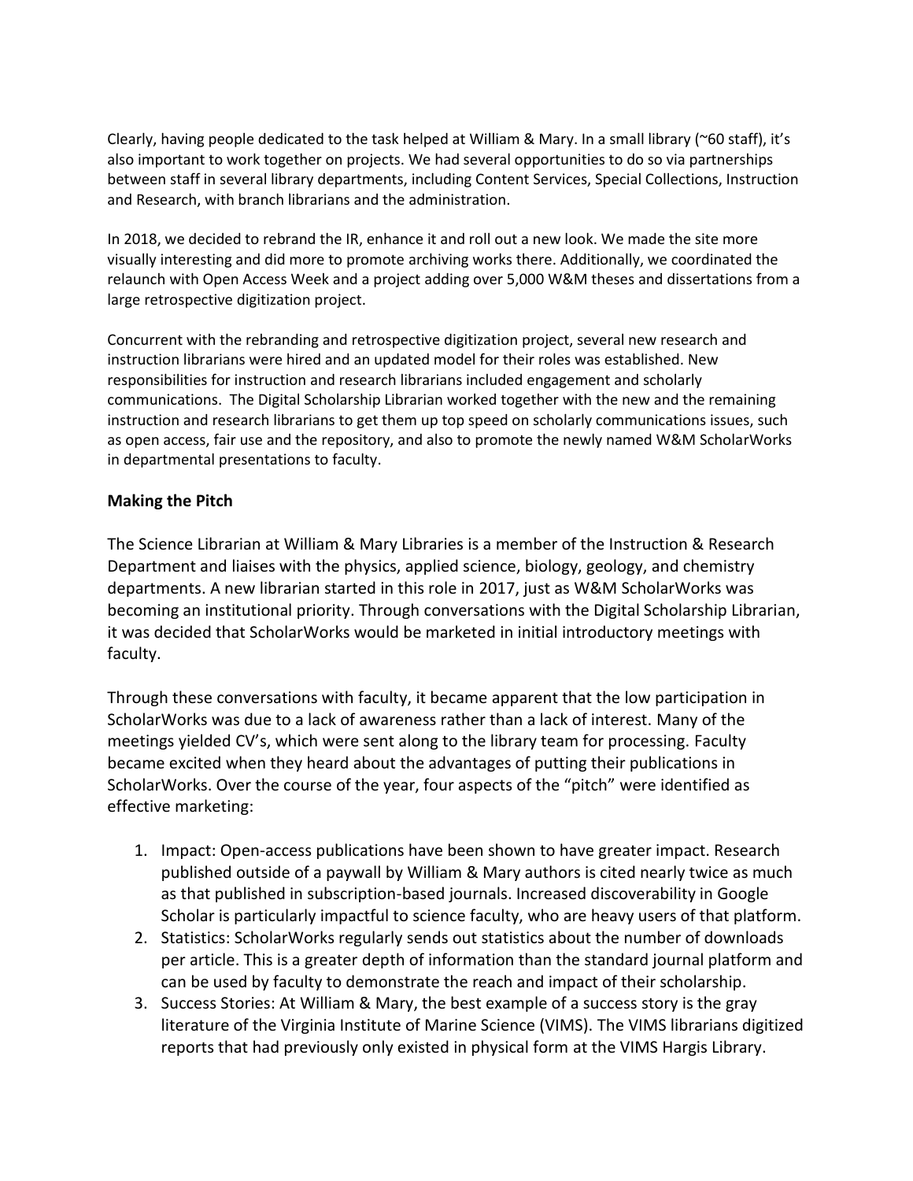Clearly, having people dedicated to the task helped at William & Mary. In a small library (~60 staff), it's also important to work together on projects. We had several opportunities to do so via partnerships between staff in several library departments, including Content Services, Special Collections, Instruction and Research, with branch librarians and the administration.

In 2018, we decided to rebrand the IR, enhance it and roll out a new look. We made the site more visually interesting and did more to promote archiving works there. Additionally, we coordinated the relaunch with Open Access Week and a project adding over 5,000 W&M theses and dissertations from a large retrospective digitization project.

Concurrent with the rebranding and retrospective digitization project, several new research and instruction librarians were hired and an updated model for their roles was established. New responsibilities for instruction and research librarians included engagement and scholarly communications. The Digital Scholarship Librarian worked together with the new and the remaining instruction and research librarians to get them up top speed on scholarly communications issues, such as open access, fair use and the repository, and also to promote the newly named W&M ScholarWorks in departmental presentations to faculty.

**Making the Pitch**

The Science Librarian at William & Mary Libraries is a member of the Instruction & Research Department and liaises with the physics, applied science, biology, geology, and chemistry departments. A new librarian started in this role in 2017, just as W&M ScholarWorks was becoming an institutional priority. Through conversations with the Digital Scholarship Librarian, it was decided that ScholarWorks would be marketed in initial introductory meetings with faculty.

Through these conversations with faculty, it became apparent that the low participation in ScholarWorks was due to a lack of awareness rather than a lack of interest. Many of the meetings yielded CV's, which were sent along to the library team for processing. Faculty became excited when they heard about the advantages of putting their publications in ScholarWorks. Over the course of the year, four aspects of the "pitch" were identified as effective marketing:

1. Impact: Open-access publications have been shown to have greater impact. Research published outside of a paywall by William & Mary authors is cited nearly twice as much as that published in subscription-based journals. Increased discoverability in Google Scholar is particularly impactful to science faculty, who are heavy users of that platform.
2. Statistics: ScholarWorks regularly sends out statistics about the number of downloads per article. This is a greater depth of information than the standard journal platform and can be used by faculty to demonstrate the reach and impact of their scholarship.
3. Success Stories: At William & Mary, the best example of a success story is the gray literature of the Virginia Institute of Marine Science (VIMS). The VIMS librarians digitized reports that had previously only existed in physical form at the VIMS Hargis Library.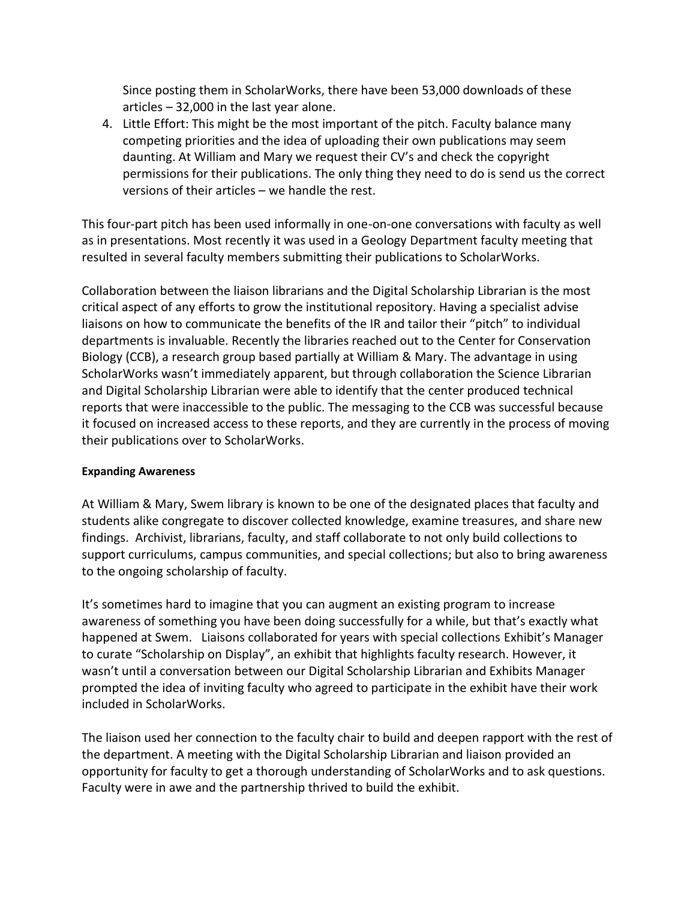Since posting them in ScholarWorks, there have been 53,000 downloads of these articles – 32,000 in the last year alone.

4. Little Effort: This might be the most important of the pitch. Faculty balance many competing priorities and the idea of uploading their own publications may seem daunting. At William and Mary we request their CV's and check the copyright permissions for their publications. The only thing they need to do is send us the correct versions of their articles – we handle the rest.

This four-part pitch has been used informally in one-on-one conversations with faculty as well as in presentations. Most recently it was used in a Geology Department faculty meeting that resulted in several faculty members submitting their publications to ScholarWorks.

Collaboration between the liaison librarians and the Digital Scholarship Librarian is the most critical aspect of any efforts to grow the institutional repository. Having a specialist advise liaisons on how to communicate the benefits of the IR and tailor their "pitch" to individual departments is invaluable. Recently the libraries reached out to the Center for Conservation Biology (CCB), a research group based partially at William & Mary. The advantage in using ScholarWorks wasn't immediately apparent, but through collaboration the Science Librarian and Digital Scholarship Librarian were able to identify that the center produced technical reports that were inaccessible to the public. The messaging to the CCB was successful because it focused on increased access to these reports, and they are currently in the process of moving their publications over to ScholarWorks.

**Expanding Awareness**

At William & Mary, Swem library is known to be one of the designated places that faculty and students alike congregate to discover collected knowledge, examine treasures, and share new findings. Archivist, librarians, faculty, and staff collaborate to not only build collections to support curriculums, campus communities, and special collections; but also to bring awareness to the ongoing scholarship of faculty.

It's sometimes hard to imagine that you can augment an existing program to increase awareness of something you have been doing successfully for a while, but that's exactly what happened at Swem. Liaisons collaborated for years with special collections Exhibit's Manager to curate "Scholarship on Display", an exhibit that highlights faculty research. However, it wasn't until a conversation between our Digital Scholarship Librarian and Exhibits Manager prompted the idea of inviting faculty who agreed to participate in the exhibit have their work included in ScholarWorks.

The liaison used her connection to the faculty chair to build and deepen rapport with the rest of the department. A meeting with the Digital Scholarship Librarian and liaison provided an opportunity for faculty to get a thorough understanding of ScholarWorks and to ask questions. Faculty were in awe and the partnership thrived to build the exhibit.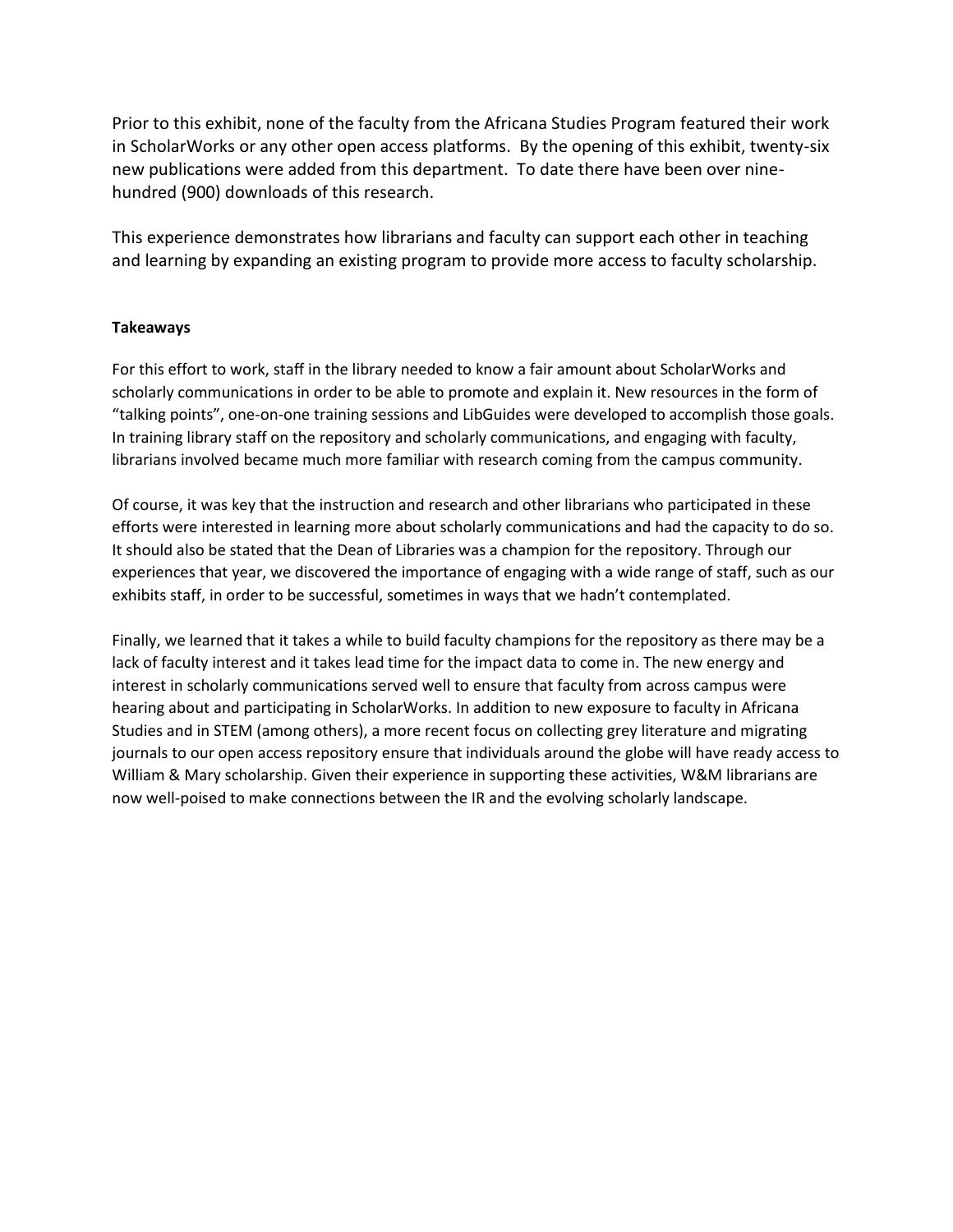Prior to this exhibit, none of the faculty from the Africana Studies Program featured their work in ScholarWorks or any other open access platforms. By the opening of this exhibit, twenty-six new publications were added from this department. To date there have been over nine-hundred (900) downloads of this research.

This experience demonstrates how librarians and faculty can support each other in teaching and learning by expanding an existing program to provide more access to faculty scholarship.

**Takeaways**

For this effort to work, staff in the library needed to know a fair amount about ScholarWorks and scholarly communications in order to be able to promote and explain it. New resources in the form of "talking points", one-on-one training sessions and LibGuides were developed to accomplish those goals. In training library staff on the repository and scholarly communications, and engaging with faculty, librarians involved became much more familiar with research coming from the campus community.

Of course, it was key that the instruction and research and other librarians who participated in these efforts were interested in learning more about scholarly communications and had the capacity to do so. It should also be stated that the Dean of Libraries was a champion for the repository. Through our experiences that year, we discovered the importance of engaging with a wide range of staff, such as our exhibits staff, in order to be successful, sometimes in ways that we hadn't contemplated.

Finally, we learned that it takes a while to build faculty champions for the repository as there may be a lack of faculty interest and it takes lead time for the impact data to come in. The new energy and interest in scholarly communications served well to ensure that faculty from across campus were hearing about and participating in ScholarWorks. In addition to new exposure to faculty in Africana Studies and in STEM (among others), a more recent focus on collecting grey literature and migrating journals to our open access repository ensure that individuals around the globe will have ready access to William & Mary scholarship. Given their experience in supporting these activities, W&M librarians are now well-poised to make connections between the IR and the evolving scholarly landscape.